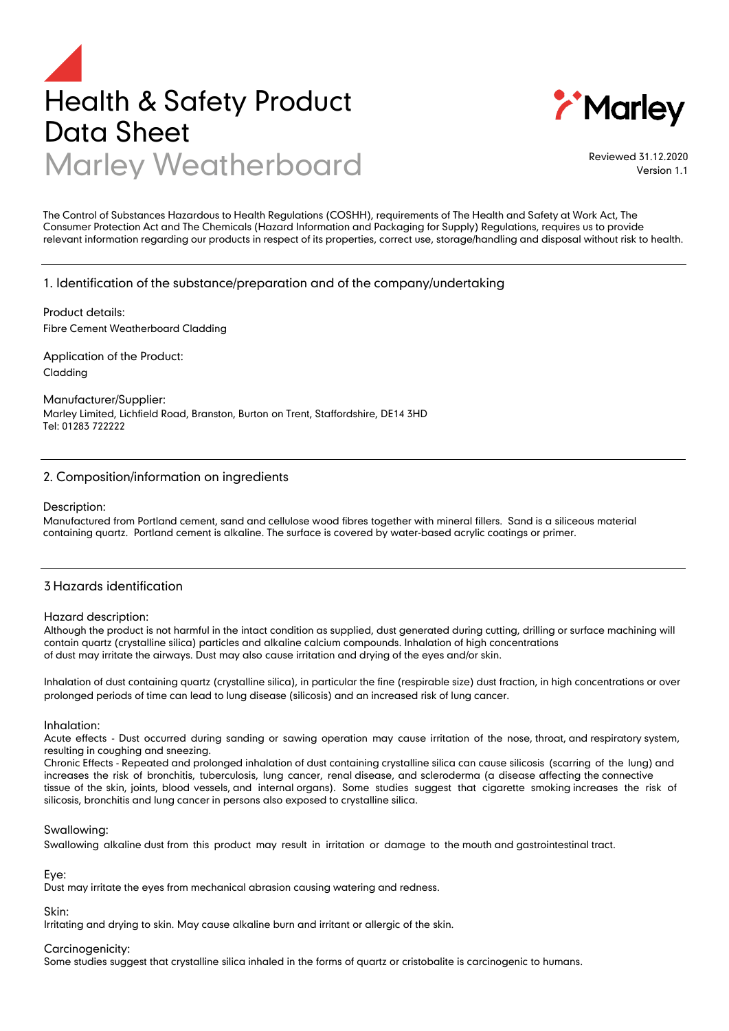# Health & Safety Product Data Sheet

## Marley Weatherboard

Reviewed 31.12.2020
Version 1.1

The Control of Substances Hazardous to Health Regulations (COSHH), requirements of The Health and Safety at Work Act, The Consumer Protection Act and The Chemicals (Hazard Information and Packaging for Supply) Regulations, requires us to provide relevant information regarding our products in respect of its properties, correct use, storage/handling and disposal without risk to health.

## 1. Identification of the substance/preparation and of the company/undertaking

Product details:
Fibre Cement Weatherboard Cladding

Application of the Product:
Cladding

Manufacturer/Supplier:
Marley Limited, Lichfield Road, Branston, Burton on Trent, Staffordshire, DE14 3HD
Tel: 01283 722222

## 2. Composition/information on ingredients

Description:
Manufactured from Portland cement, sand and cellulose wood fibres together with mineral fillers. Sand is a siliceous material containing quartz. Portland cement is alkaline. The surface is covered by water-based acrylic coatings or primer.

## 3 Hazards identification

Hazard description:
Although the product is not harmful in the intact condition as supplied, dust generated during cutting, drilling or surface machining will contain quartz (crystalline silica) particles and alkaline calcium compounds. Inhalation of high concentrations of dust may irritate the airways. Dust may also cause irritation and drying of the eyes and/or skin.

Inhalation of dust containing quartz (crystalline silica), in particular the fine (respirable size) dust fraction, in high concentrations or over prolonged periods of time can lead to lung disease (silicosis) and an increased risk of lung cancer.

Inhalation:
Acute effects - Dust occurred during sanding or sawing operation may cause irritation of the nose, throat, and respiratory system, resulting in coughing and sneezing.
Chronic Effects - Repeated and prolonged inhalation of dust containing crystalline silica can cause silicosis (scarring of the lung) and increases the risk of bronchitis, tuberculosis, lung cancer, renal disease, and scleroderma (a disease affecting the connective tissue of the skin, joints, blood vessels, and internal organs). Some studies suggest that cigarette smoking increases the risk of silicosis, bronchitis and lung cancer in persons also exposed to crystalline silica.

Swallowing:
Swallowing alkaline dust from this product may result in irritation or damage to the mouth and gastrointestinal tract.

Eye:
Dust may irritate the eyes from mechanical abrasion causing watering and redness.

Skin:
Irritating and drying to skin. May cause alkaline burn and irritant or allergic of the skin.

Carcinogenicity:
Some studies suggest that crystalline silica inhaled in the forms of quartz or cristobalite is carcinogenic to humans.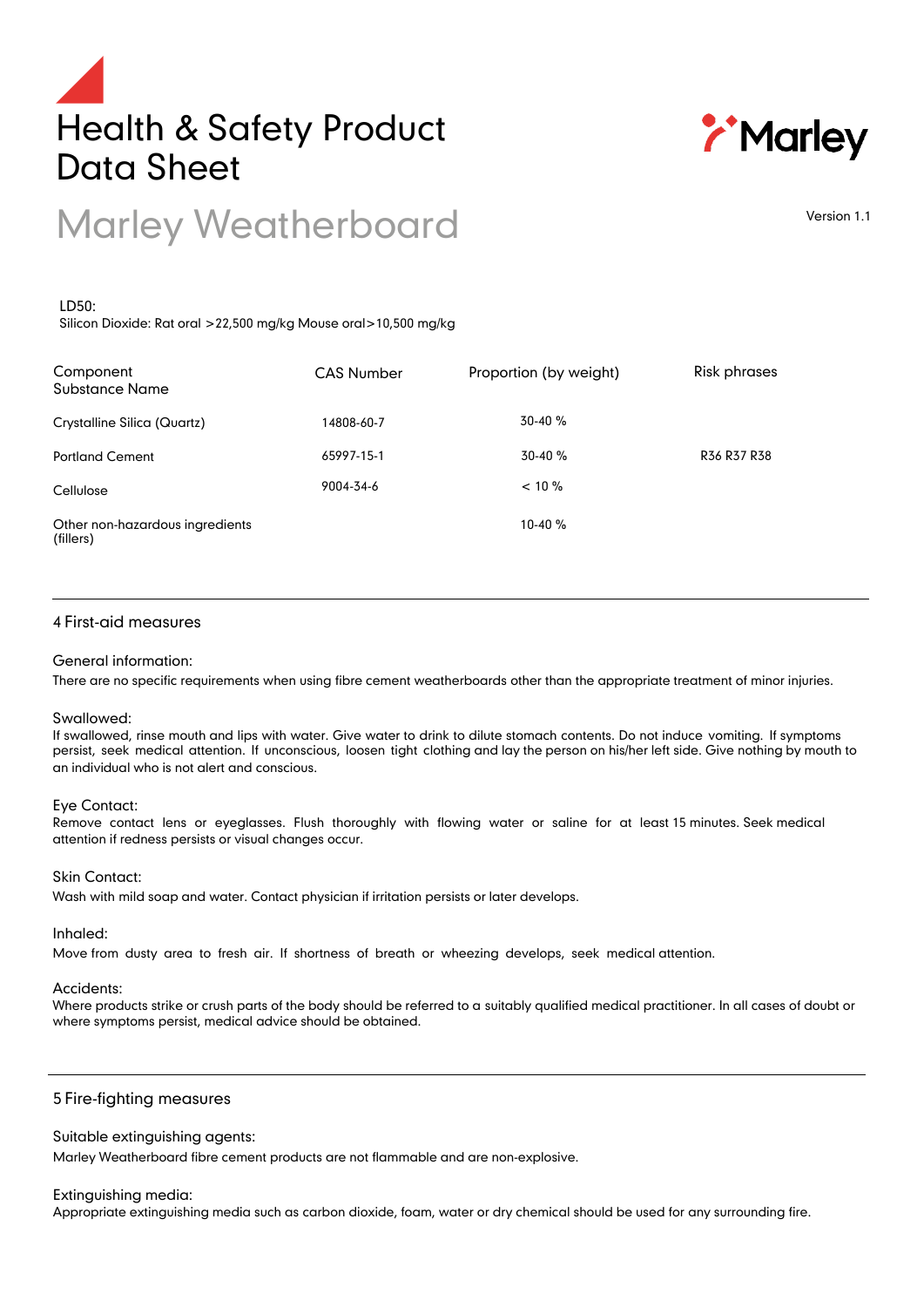LD50:
Silicon Dioxide: Rat oral >22,500 mg/kg Mouse oral>10,500 mg/kg

| Component Substance Name | CAS Number | Proportion (by weight) | Risk phrases |
|---|---|---|---|
| Crystalline Silica (Quartz) | 14808-60-7 | 30-40 % | |
| Portland Cement | 65997-15-1 | 30-40 % | R36 R37 R38 |
| Cellulose | 9004-34-6 | < 10 % | |
| Other non-hazardous ingredients (fillers) | | 10-40 % | |

## 4 First-aid measures

### General information:

There are no specific requirements when using fibre cement weatherboards other than the appropriate treatment of minor injuries.

### Swallowed:

If swallowed, rinse mouth and lips with water. Give water to drink to dilute stomach contents. Do not induce vomiting. If symptoms persist, seek medical attention. If unconscious, loosen tight clothing and lay the person on his/her left side. Give nothing by mouth to an individual who is not alert and conscious.

### Eye Contact:

Remove contact lens or eyeglasses. Flush thoroughly with flowing water or saline for at least 15 minutes. Seek medical attention if redness persists or visual changes occur.

### Skin Contact:

Wash with mild soap and water. Contact physician if irritation persists or later develops.

### Inhaled:

Move from dusty area to fresh air. If shortness of breath or wheezing develops, seek medical attention.

### Accidents:

Where products strike or crush parts of the body should be referred to a suitably qualified medical practitioner. In all cases of doubt or where symptoms persist, medical advice should be obtained.

## 5 Fire-fighting measures

### Suitable extinguishing agents:

Marley Weatherboard fibre cement products are not flammable and are non-explosive.

### Extinguishing media:

Appropriate extinguishing media such as carbon dioxide, foam, water or dry chemical should be used for any surrounding fire.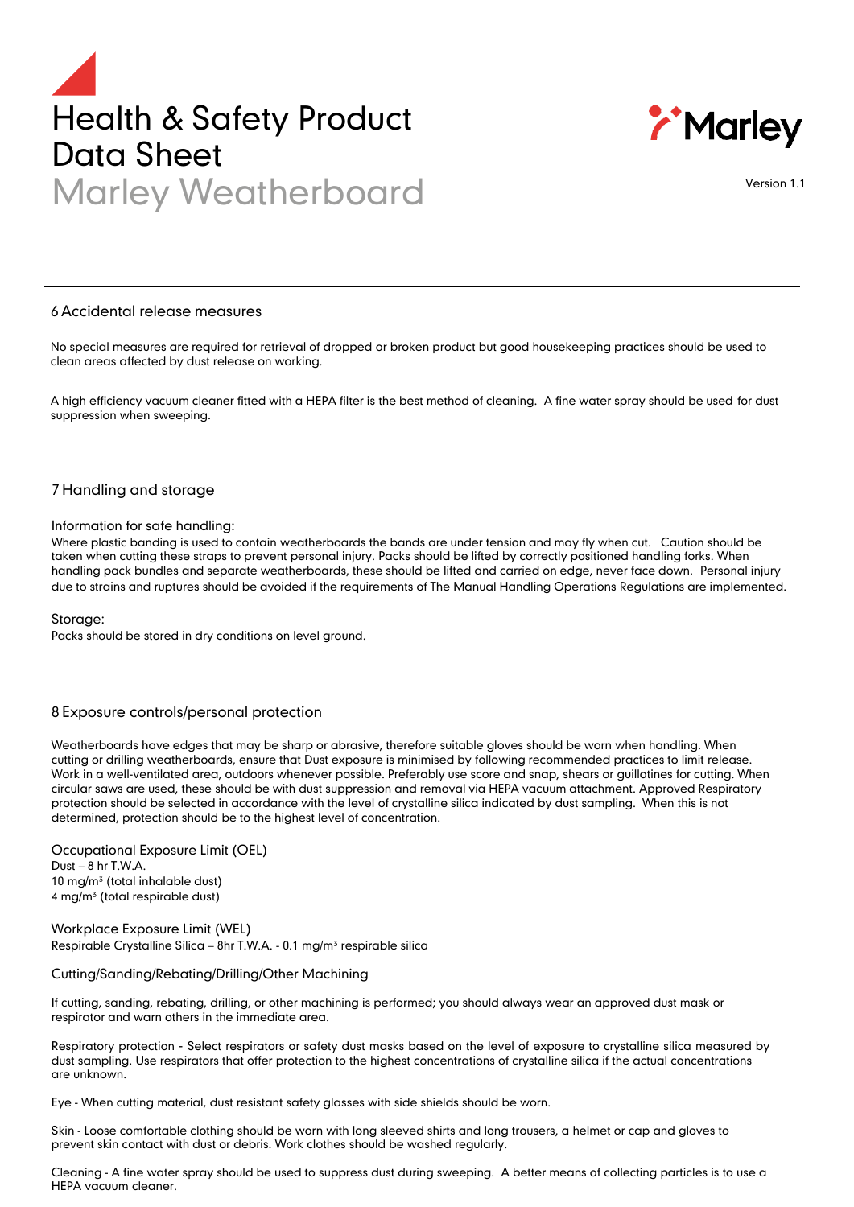# Health & Safety Product Data Sheet

## Marley Weatherboard

Version 1.1

## 6 Accidental release measures

No special measures are required for retrieval of dropped or broken product but good housekeeping practices should be used to clean areas affected by dust release on working.

A high efficiency vacuum cleaner fitted with a HEPA filter is the best method of cleaning. A fine water spray should be used for dust suppression when sweeping.

## 7 Handling and storage

### Information for safe handling:

Where plastic banding is used to contain weatherboards the bands are under tension and may fly when cut. Caution should be taken when cutting these straps to prevent personal injury. Packs should be lifted by correctly positioned handling forks. When handling pack bundles and separate weatherboards, these should be lifted and carried on edge, never face down. Personal injury due to strains and ruptures should be avoided if the requirements of The Manual Handling Operations Regulations are implemented.

### Storage:

Packs should be stored in dry conditions on level ground.

## 8 Exposure controls/personal protection

Weatherboards have edges that may be sharp or abrasive, therefore suitable gloves should be worn when handling. When cutting or drilling weatherboards, ensure that Dust exposure is minimised by following recommended practices to limit release. Work in a well-ventilated area, outdoors whenever possible. Preferably use score and snap, shears or guillotines for cutting. When circular saws are used, these should be with dust suppression and removal via HEPA vacuum attachment. Approved Respiratory protection should be selected in accordance with the level of crystalline silica indicated by dust sampling. When this is not determined, protection should be to the highest level of concentration.

### Occupational Exposure Limit (OEL)

Dust – 8 hr T.W.A.
10 mg/m³ (total inhalable dust)
4 mg/m³ (total respirable dust)

### Workplace Exposure Limit (WEL)

Respirable Crystalline Silica – 8hr T.W.A. - 0.1 mg/m³ respirable silica

### Cutting/Sanding/Rebating/Drilling/Other Machining

If cutting, sanding, rebating, drilling, or other machining is performed; you should always wear an approved dust mask or respirator and warn others in the immediate area.

Respiratory protection - Select respirators or safety dust masks based on the level of exposure to crystalline silica measured by dust sampling. Use respirators that offer protection to the highest concentrations of crystalline silica if the actual concentrations are unknown.

Eye - When cutting material, dust resistant safety glasses with side shields should be worn.

Skin - Loose comfortable clothing should be worn with long sleeved shirts and long trousers, a helmet or cap and gloves to prevent skin contact with dust or debris. Work clothes should be washed regularly.

Cleaning - A fine water spray should be used to suppress dust during sweeping. A better means of collecting particles is to use a HEPA vacuum cleaner.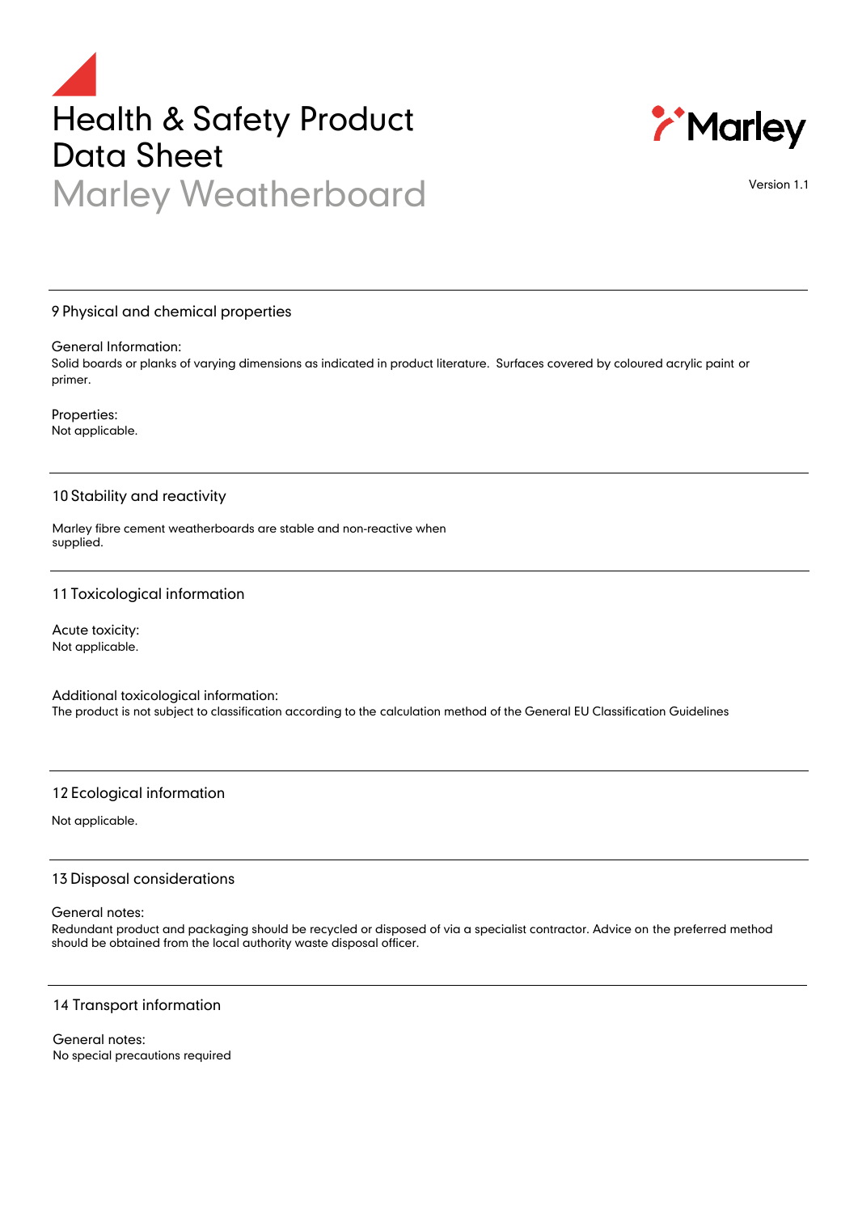# Health & Safety Product Data Sheet

## Marley Weatherboard

Version 1.1

### 9 Physical and chemical properties

General Information:
Solid boards or planks of varying dimensions as indicated in product literature. Surfaces covered by coloured acrylic paint or primer.

Properties:
Not applicable.

### 10 Stability and reactivity

Marley fibre cement weatherboards are stable and non-reactive when supplied.

### 11 Toxicological information

Acute toxicity:
Not applicable.

Additional toxicological information:
The product is not subject to classification according to the calculation method of the General EU Classification Guidelines

### 12 Ecological information

Not applicable.

### 13 Disposal considerations

General notes:
Redundant product and packaging should be recycled or disposed of via a specialist contractor. Advice on the preferred method should be obtained from the local authority waste disposal officer.

### 14 Transport information

General notes:
No special precautions required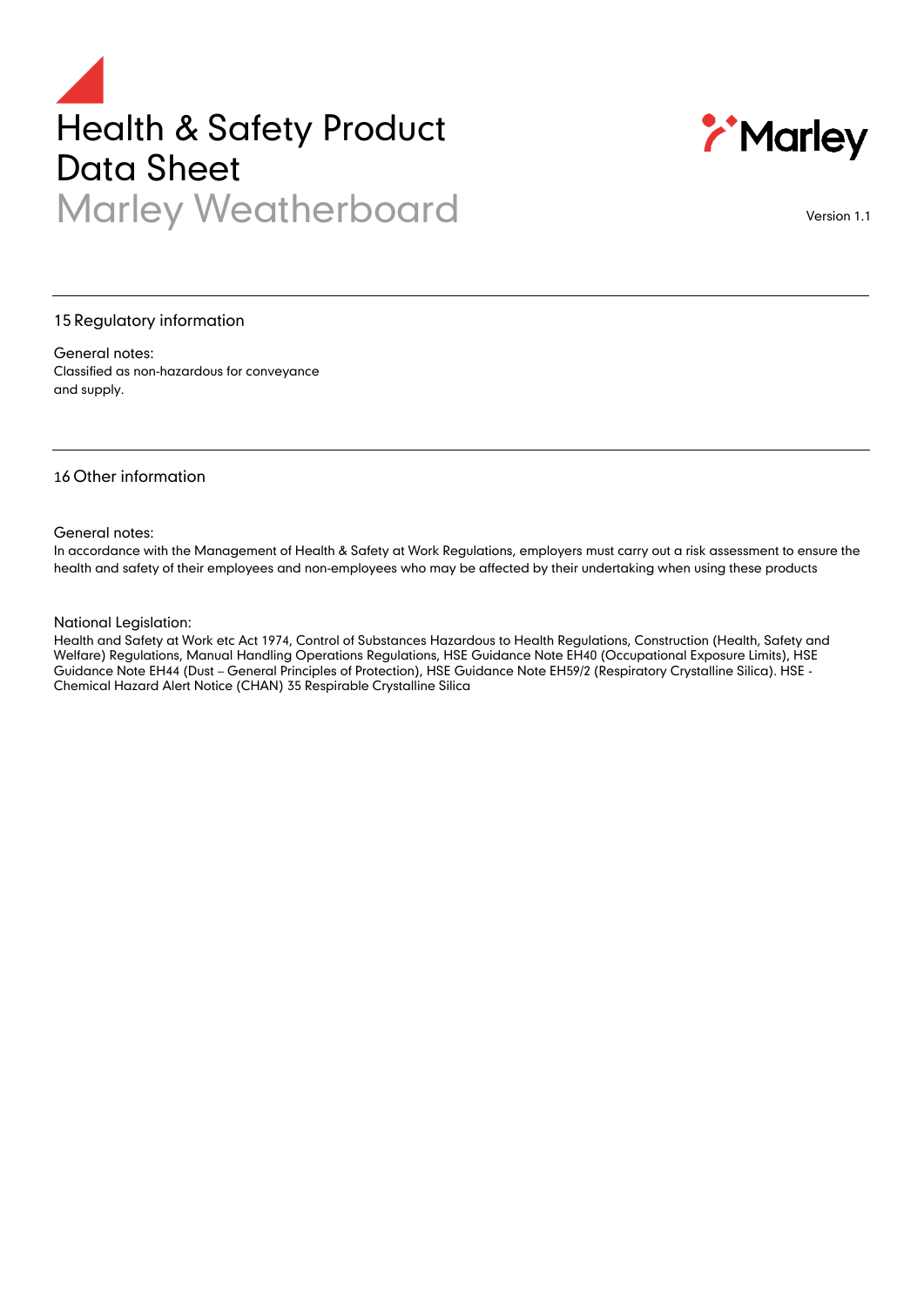# Health & Safety Product Data Sheet

## Marley Weatherboard

Version 1.1

---

## 15 Regulatory information

General notes:
Classified as non-hazardous for conveyance and supply.

---

## 16 Other information

General notes:
In accordance with the Management of Health & Safety at Work Regulations, employers must carry out a risk assessment to ensure the health and safety of their employees and non-employees who may be affected by their undertaking when using these products

National Legislation:
Health and Safety at Work etc Act 1974, Control of Substances Hazardous to Health Regulations, Construction (Health, Safety and Welfare) Regulations, Manual Handling Operations Regulations, HSE Guidance Note EH40 (Occupational Exposure Limits), HSE Guidance Note EH44 (Dust – General Principles of Protection), HSE Guidance Note EH59/2 (Respiratory Crystalline Silica). HSE - Chemical Hazard Alert Notice (CHAN) 35 Respirable Crystalline Silica